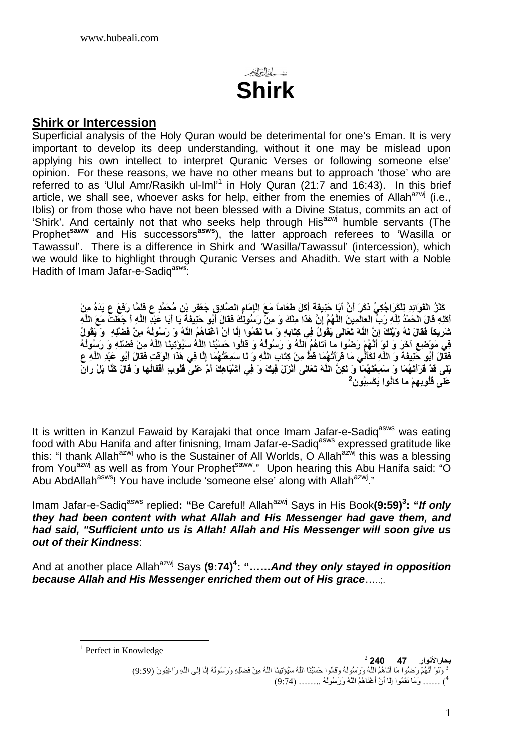بسم الله الرحمن الرحيم

# Shirk

## Shirk or Intercession

Superficial analysis of the Holy Quran would be deterimental for one's Eman. It is very important to develop its deep understanding, without it one may be mislead upon applying his own intellect to interpret Quranic Verses or following someone else' opinion. For these reasons, we have no other means but to approach 'those' who are referred to as 'Ulul Amr/Rasikh ul-Iml'[1] in Holy Quran (21:7 and 16:43). In this brief article, we shall see, whoever asks for help, either from the enemies of Allah[azwj] (i.e., Iblis) or from those who have not been blessed with a Divine Status, commits an act of 'Shirk'. And certainly not that who seeks help through His[azwj] humble servants (The Prophet[saww] and His successors[asws]), the latter approach referees to 'Wasilla or Tawassul'. There is a difference in Shirk and 'Wasilla/Tawassul' (intercession), which we would like to highlight through Quranic Verses and Ahadith. We start with a Noble Hadith of Imam Jafar-e-Sadiq[asws]:

**كَنْزُ الْفَوَائِدِ لِلْكَرَاجُكِيِّ ذَكَرَ أَنَّ أَبَا حَنِيفَةَ أَكَلَ طَعَاماً مَعَ الْإِمَامِ الصَّادِقِ جَعْفَرِ بْنِ مُحَمَّدٍ ع فَلَمَّا رَفَعَ ع يَدَهُ مِنْ أَكْلِهِ قَالَ الْحَمْدُ لِلَّهِ رَبِّ الْعالَمِينَ اللَّهُمَّ إِنَّ هَذَا مِنْكَ وَ مِنْ رَسُولِكَ فَقَالَ أَبُو حَنِيفَةَ يَا أَبَا عَبْدِ اللَّهِ أَ جَعَلْتَ مَعَ اللَّهِ شَرِيكاً فَقَالَ لَهُ وَيْلَكَ إِنَّ اللَّهَ تَعَالَى يَقُولُ فِي كِتَابِهِ وَ ما نَقَمُوا إِلَّا أَنْ أَغْناهُمُ اللَّهُ وَ رَسُولُهُ مِنْ فَضْلِهِ وَ يَقُولُ فِي مَوْضِعٍ آخَرَ وَ لَوْ أَنَّهُمْ رَضُوا ما آتاهُمُ اللَّهُ وَ رَسُولُهُ وَ قالُوا حَسْبُنَا اللَّهُ سَيُؤْتِينَا اللَّهُ مِنْ فَضْلِهِ وَ رَسُولُهُ فَقَالَ أَبُو حَنِيفَةَ وَ اللَّهِ لَكَأَنِّي مَا قَرَأْتُهُمَا قَطُّ مِنْ كِتَابِ اللَّهِ وَ لَا سَمِعْتُهُمَا إِلَّا فِي هَذَا الْوَقْتِ فَقَالَ أَبُو عَبْدِ اللَّهِ ع بَلَى قَدْ قَرَأْتَهُمَا وَ سَمِعْتَهُمَا وَ لَكِنَّ اللَّهَ تَعَالَى أَنْزَلَ فِيكَ وَ فِي أَشْبَاهِكَ أَمْ عَلى قُلُوبٍ أَقْفالُها وَ قَالَ كَلَّا بَلْ رانَ عَلى قُلُوبِهِمْ ما كانُوا يَكْسِبُونَ[2]**

It is written in Kanzul Fawaid by Karajaki that once Imam Jafar-e-Sadiq[asws] was eating food with Abu Hanifa and after finisning, Imam Jafar-e-Sadiq[asws] expressed gratitude like this: "I thank Allah[azwj] who is the Sustainer of All Worlds, O Allah[azwj] this was a blessing from You[azwj] as well as from Your Prophet[saww]." Upon hearing this Abu Hanifa said: "O Abu AbdAllah[asws]! You have include 'someone else' along with Allah[azwj]."

Imam Jafar-e-Sadiq[asws] replied**: "**Be Careful! Allah[azwj] Says in His Book**(9:59)[3]: "*If only they had been content with what Allah and His Messenger had gave them, and had said, "Sufficient unto us is Allah! Allah and His Messenger will soon give us out of their Kindness*:**

And at another place Allah[azwj] Says **(9:74)[4]: "……*And they only stayed in opposition because Allah and His Messenger enriched them out of His grace*…..;.**

---

[1] Perfect in Knowledge

[2] **بحارالأنوار 47 240**

[3] وَلَوْ أَنَّهُمْ رَضُوا مَا آتَاهُمُ اللَّهُ وَرَسُولُهُ وَقَالُوا حَسْبُنَا اللَّهُ سَيُؤْتِينَا اللَّهُ مِنْ فَضْلِهِ وَرَسُولُهُ إِنَّا إِلَى اللَّهِ رَاغِبُونَ (9:59)

[4] ...... وَمَا نَقَمُوا إِلَّا أَنْ أَغْنَاهُمُ اللَّهُ وَرَسُولُهُ ........ (9:74)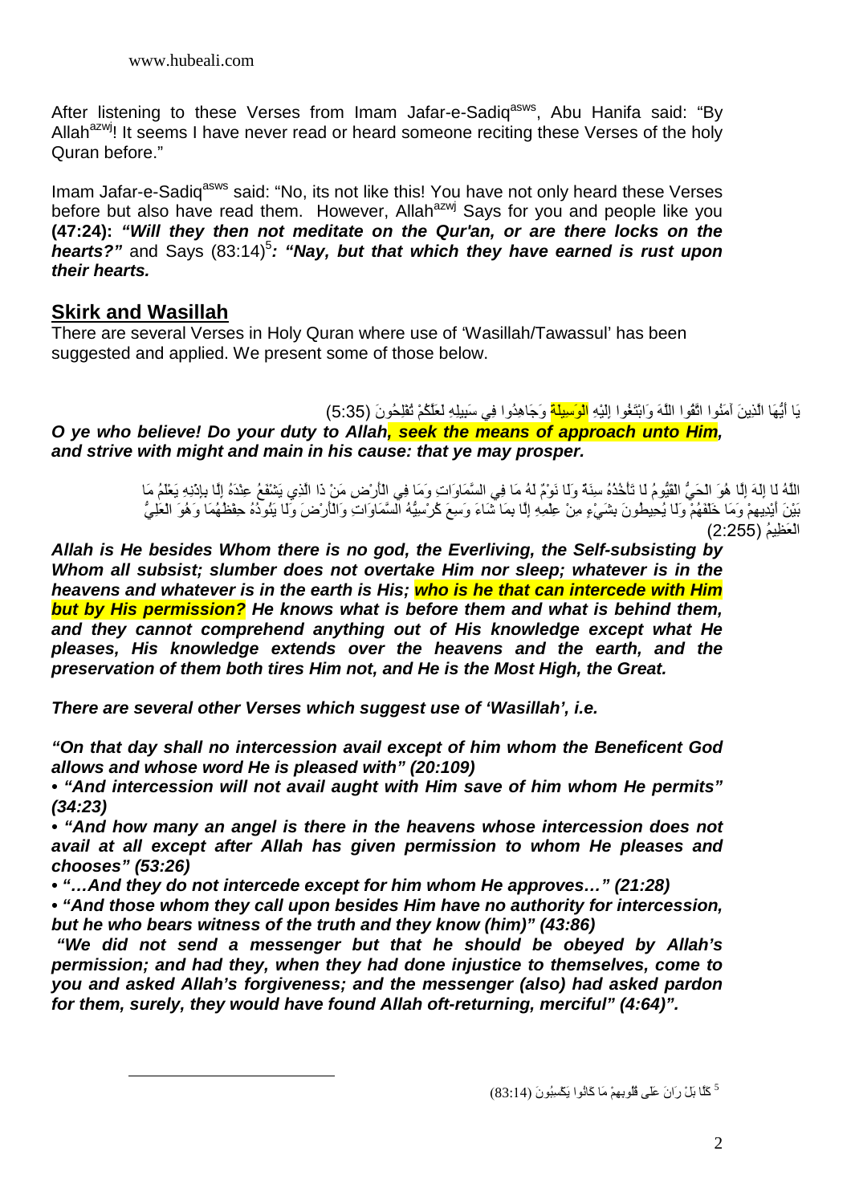After listening to these Verses from Imam Jafar-e-Sadiq[asws], Abu Hanifa said: "By Allah[azwj]! It seems I have never read or heard someone reciting these Verses of the holy Quran before."

Imam Jafar-e-Sadiq[asws] said: "No, its not like this! You have not only heard these Verses before but also have read them. However, Allah[azwj] Says for you and people like you **(47:24):** ***"Will they then not meditate on the Qur'an, or are there locks on the hearts?"*** and Says (83:14)[5]***: "Nay, but that which they have earned is rust upon their hearts.***

## Skirk and Wasillah

There are several Verses in Holy Quran where use of 'Wasillah/Tawassul' has been suggested and applied. We present some of those below.

يَا أَيُّهَا الَّذِينَ آمَنُوا اتَّقُوا اللَّهَ وَابْتَغُوا إِلَيْهِ الْوَسِيلَةَ وَجَاهِدُوا فِي سَبِيلِهِ لَعَلَّكُمْ تُفْلِحُونَ (5:35)

***O ye who believe! Do your duty to Allah, seek the means of approach unto Him, and strive with might and main in his cause: that ye may prosper.***

اللَّهُ لَا إِلَهَ إِلَّا هُوَ الْحَيُّ الْقَيُّومُ لَا تَأْخُذُهُ سِنَةٌ وَلَا نَوْمٌ لَهُ مَا فِي السَّمَاوَاتِ وَمَا فِي الْأَرْضِ مَنْ ذَا الَّذِي يَشْفَعُ عِنْدَهُ إِلَّا بِإِذْنِهِ يَعْلَمُ مَا بَيْنَ أَيْدِيهِمْ وَمَا خَلْفَهُمْ وَلَا يُحِيطُونَ بِشَيْءٍ مِنْ عِلْمِهِ إِلَّا بِمَا شَاءَ وَسِعَ كُرْسِيُّهُ السَّمَاوَاتِ وَالْأَرْضَ وَلَا يَئُودُهُ حِفْظُهُمَا وَهُوَ الْعَلِيُّ الْعَظِيمُ (2:255)

***Allah is He besides Whom there is no god, the Everliving, the Self-subsisting by Whom all subsist; slumber does not overtake Him nor sleep; whatever is in the heavens and whatever is in the earth is His; who is he that can intercede with Him but by His permission? He knows what is before them and what is behind them, and they cannot comprehend anything out of His knowledge except what He pleases, His knowledge extends over the heavens and the earth, and the preservation of them both tires Him not, and He is the Most High, the Great.***

***There are several other Verses which suggest use of 'Wasillah', i.e.***

***"On that day shall no intercession avail except of him whom the Beneficent God allows and whose word He is pleased with" (20:109)***

- ***"And intercession will not avail aught with Him save of him whom He permits" (34:23)***
- ***"And how many an angel is there in the heavens whose intercession does not avail at all except after Allah has given permission to whom He pleases and chooses" (53:26)***
- ***"…And they do not intercede except for him whom He approves…" (21:28)***
- ***"And those whom they call upon besides Him have no authority for intercession, but he who bears witness of the truth and they know (him)" (43:86)***

***"We did not send a messenger but that he should be obeyed by Allah's permission; and had they, when they had done injustice to themselves, come to you and asked Allah's forgiveness; and the messenger (also) had asked pardon for them, surely, they would have found Allah oft-returning, merciful" (4:64)".***

---

[5] كَلَّا بَلْ رَانَ عَلَى قُلُوبِهِمْ مَا كَانُوا يَكْسِبُونَ (83:14)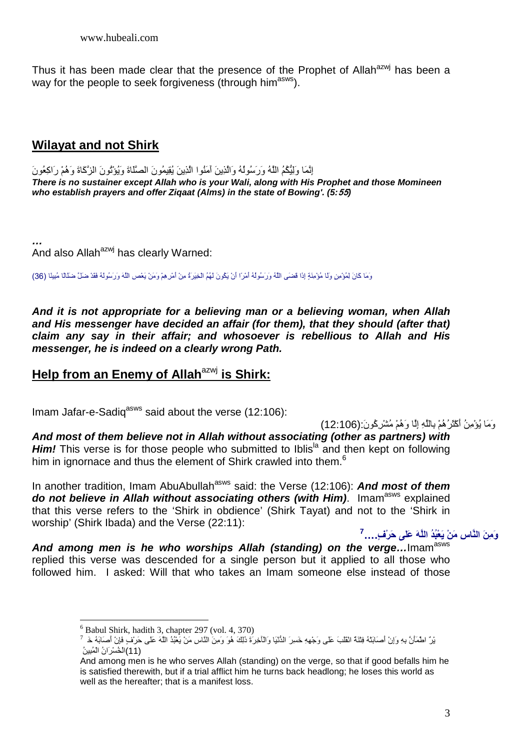Thus it has been made clear that the presence of the Prophet of Allah[azwj] has been a way for the people to seek forgiveness (through him[asws]).

## Wilayat and not Shirk

إِنَّمَا وَلِيُّكُمُ اللَّهُ وَرَسُولُهُ وَالَّذِينَ آمَنُوا الَّذِينَ يُقِيمُونَ الصَّلَاةَ وَيُؤْتُونَ الزَّكَاةَ وَهُمْ رَاكِعُونَ

***There is no sustainer except Allah who is your Wali, along with His Prophet and those Momineen who establish prayers and offer Ziqaat (Alms) in the state of Bowing'. (5:55)***

***…***

And also Allah[azwj] has clearly Warned:

وَمَا كَانَ لِمُؤْمِنٍ وَلَا مُؤْمِنَةٍ إِذَا قَضَى اللَّهُ وَرَسُولُهُ أَمْرًا أَنْ يَكُونَ لَهُمُ الْخِيَرَةُ مِنْ أَمْرِهِمْ وَمَنْ يَعْصِ اللَّهَ وَرَسُولَهُ فَقَدْ ضَلَّ ضَلَالًا مُبِينًا (36)

***And it is not appropriate for a believing man or a believing woman, when Allah and His messenger have decided an affair (for them), that they should (after that) claim any say in their affair; and whosoever is rebellious to Allah and His messenger, he is indeed on a clearly wrong Path.***

## Help from an Enemy of Allah[azwj] is Shirk:

Imam Jafar-e-Sadiq[asws] said about the verse (12:106):

وَمَا يُؤْمِنُ أَكْثَرُهُمْ بِاللَّهِ إِلَّا وَهُمْ مُشْرِكُونَ:(12:106)

***And most of them believe not in Allah without associating (other as partners) with Him!*** This verse is for those people who submitted to Iblis[la] and then kept on following him in ignornace and thus the element of Shirk crawled into them.[6]

In another tradition, Imam AbuAbullah[asws] said: the Verse (12:106): ***And most of them do not believe in Allah without associating others (with Him)***. Imam[asws] explained that this verse refers to the 'Shirk in obdience' (Shirk Tayat) and not to the 'Shirk in worship' (Shirk Ibada) and the Verse (22:11):

**وَمِنَ النَّاسِ مَنْ يَعْبُدُ اللَّهَ عَلَى حَرْفٍ...[7]**

***And among men is he who worships Allah (standing) on the verge…***Imam[asws] replied this verse was descended for a single person but it applied to all those who followed him. I asked: Will that who takes an Imam someone else instead of those

---

[6] Babul Shirk, hadith 3, chapter 297 (vol. 4, 370)

[7] وَمِنَ النَّاسِ مَنْ يَعْبُدُ اللَّهَ عَلَى حَرْفٍ فَإِنْ أَصَابَهُ خَيْرٌ اطْمَأَنَّ بِهِ وَإِنْ أَصَابَتْهُ فِتْنَةٌ انْقَلَبَ عَلَى وَجْهِهِ خَسِرَ الدُّنْيَا وَالْآخِرَةَ ذَلِكَ هُوَ الْخُسْرَانُ الْمُبِينُ (11)

And among men is he who serves Allah (standing) on the verge, so that if good befalls him he is satisfied therewith, but if a trial afflict him he turns back headlong; he loses this world as well as the hereafter; that is a manifest loss.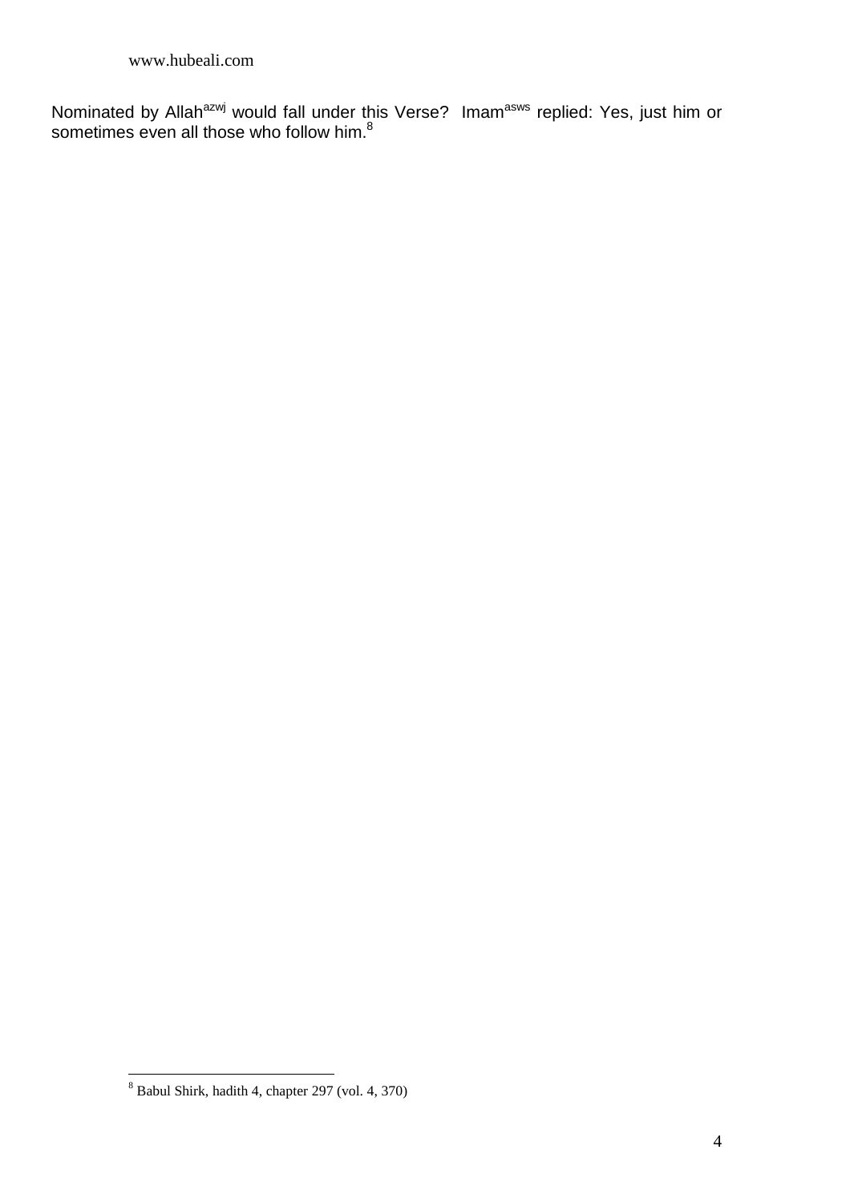Nominated by Allah[azwj] would fall under this Verse? Imam[asws] replied: Yes, just him or sometimes even all those who follow him.[8]

---

[8] Babul Shirk, hadith 4, chapter 297 (vol. 4, 370)